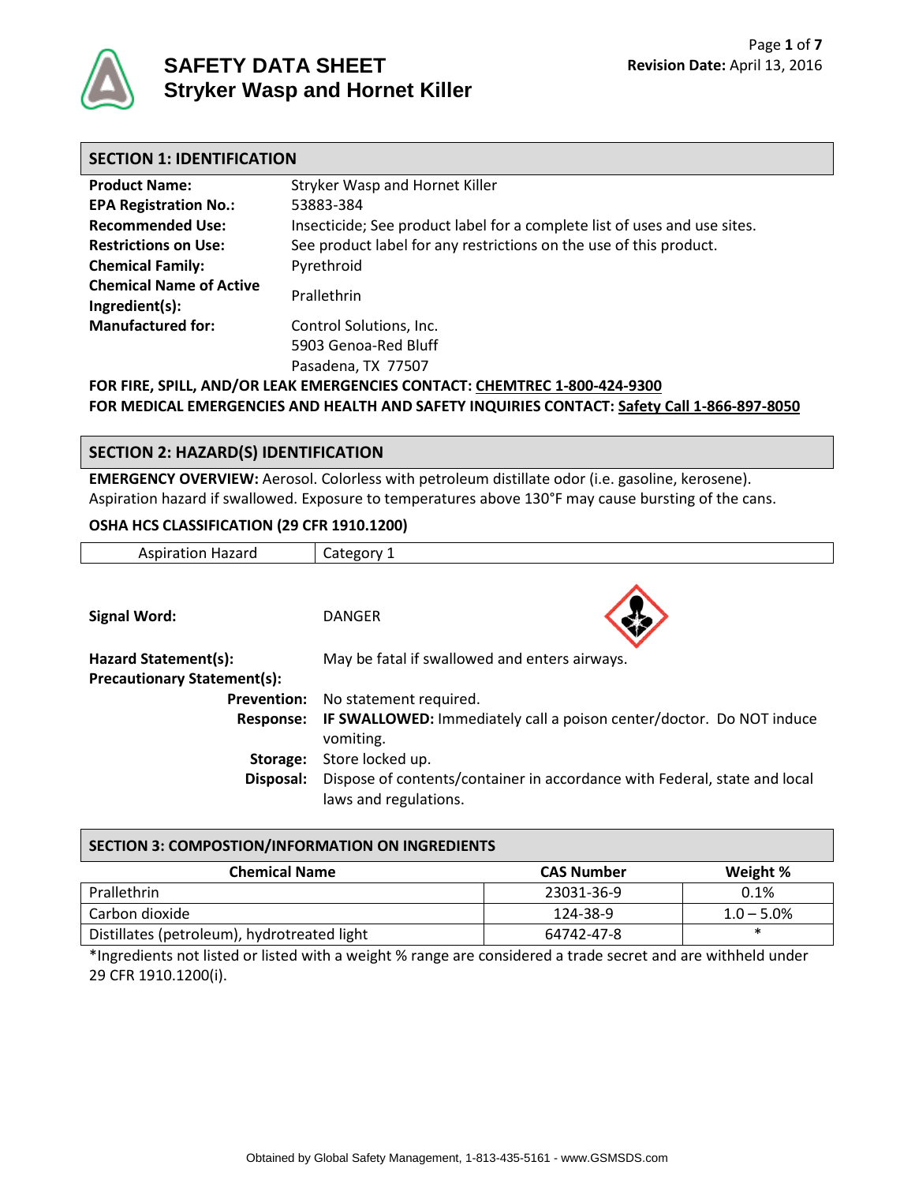# SAFETY DATA SHEET
# Stryker Wasp and Hornet Killer

**Revision Date:** April 13, 2016

## SECTION 1: IDENTIFICATION

| | |
|---|---|
| **Product Name:** | Stryker Wasp and Hornet Killer |
| **EPA Registration No.:** | 53883-384 |
| **Recommended Use:** | Insecticide; See product label for a complete list of uses and use sites. |
| **Restrictions on Use:** | See product label for any restrictions on the use of this product. |
| **Chemical Family:** | Pyrethroid |
| **Chemical Name of Active Ingredient(s):** | Prallethrin |
| **Manufactured for:** | Control Solutions, Inc.<br>5903 Genoa-Red Bluff<br>Pasadena, TX 77507 |

**FOR FIRE, SPILL, AND/OR LEAK EMERGENCIES CONTACT: CHEMTREC 1-800-424-9300**

**FOR MEDICAL EMERGENCIES AND HEALTH AND SAFETY INQUIRIES CONTACT: Safety Call 1-866-897-8050**

## SECTION 2: HAZARD(S) IDENTIFICATION

**EMERGENCY OVERVIEW:** Aerosol. Colorless with petroleum distillate odor (i.e. gasoline, kerosene). Aspiration hazard if swallowed. Exposure to temperatures above 130°F may cause bursting of the cans.

**OSHA HCS CLASSIFICATION (29 CFR 1910.1200)**

| Aspiration Hazard | Category 1 |
|---|---|

**Signal Word:** DANGER

**Hazard Statement(s):** May be fatal if swallowed and enters airways.

**Precautionary Statement(s):**

- **Prevention:** No statement required.
- **Response:** **IF SWALLOWED:** Immediately call a poison center/doctor. Do NOT induce vomiting.
- **Storage:** Store locked up.
- **Disposal:** Dispose of contents/container in accordance with Federal, state and local laws and regulations.

## SECTION 3: COMPOSTION/INFORMATION ON INGREDIENTS

| Chemical Name | CAS Number | Weight % |
|---|---|---|
| Prallethrin | 23031-36-9 | 0.1% |
| Carbon dioxide | 124-38-9 | 1.0 – 5.0% |
| Distillates (petroleum), hydrotreated light | 64742-47-8 | * |

*Ingredients not listed or listed with a weight % range are considered a trade secret and are withheld under 29 CFR 1910.1200(i).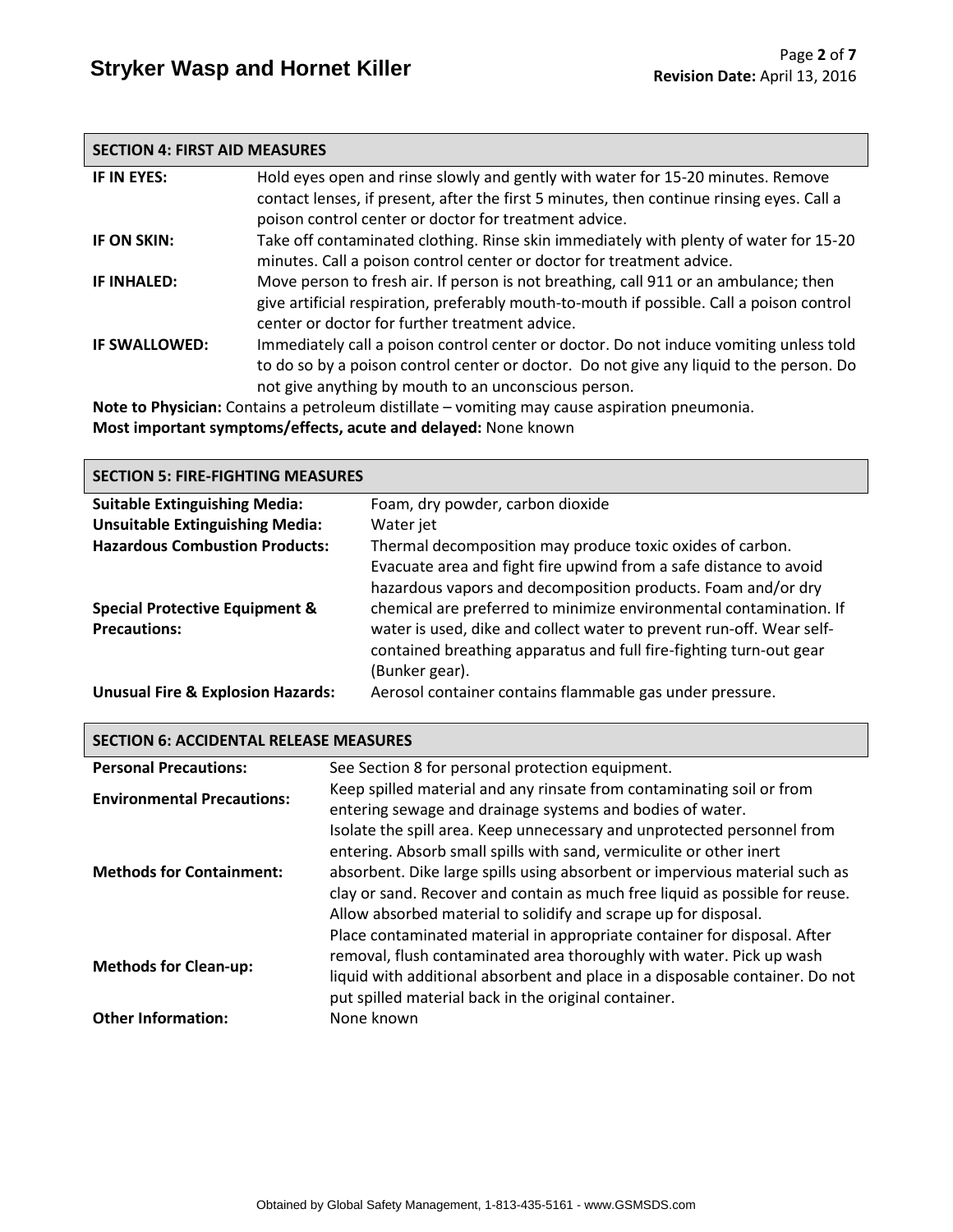## SECTION 4: FIRST AID MEASURES

| | |
|---|---|
| **IF IN EYES:** | Hold eyes open and rinse slowly and gently with water for 15-20 minutes. Remove contact lenses, if present, after the first 5 minutes, then continue rinsing eyes. Call a poison control center or doctor for treatment advice. |
| **IF ON SKIN:** | Take off contaminated clothing. Rinse skin immediately with plenty of water for 15-20 minutes. Call a poison control center or doctor for treatment advice. |
| **IF INHALED:** | Move person to fresh air. If person is not breathing, call 911 or an ambulance; then give artificial respiration, preferably mouth-to-mouth if possible. Call a poison control center or doctor for further treatment advice. |
| **IF SWALLOWED:** | Immediately call a poison control center or doctor. Do not induce vomiting unless told to do so by a poison control center or doctor. Do not give any liquid to the person. Do not give anything by mouth to an unconscious person. |

**Note to Physician:** Contains a petroleum distillate – vomiting may cause aspiration pneumonia.
**Most important symptoms/effects, acute and delayed:** None known

## SECTION 5: FIRE-FIGHTING MEASURES

| | |
|---|---|
| **Suitable Extinguishing Media:** | Foam, dry powder, carbon dioxide |
| **Unsuitable Extinguishing Media:** | Water jet |
| **Hazardous Combustion Products:** | Thermal decomposition may produce toxic oxides of carbon. |
| **Special Protective Equipment & Precautions:** | Evacuate area and fight fire upwind from a safe distance to avoid hazardous vapors and decomposition products. Foam and/or dry chemical are preferred to minimize environmental contamination. If water is used, dike and collect water to prevent run-off. Wear self-contained breathing apparatus and full fire-fighting turn-out gear (Bunker gear). |
| **Unusual Fire & Explosion Hazards:** | Aerosol container contains flammable gas under pressure. |

## SECTION 6: ACCIDENTAL RELEASE MEASURES

| | |
|---|---|
| **Personal Precautions:** | See Section 8 for personal protection equipment. |
| **Environmental Precautions:** | Keep spilled material and any rinsate from contaminating soil or from entering sewage and drainage systems and bodies of water. |
| **Methods for Containment:** | Isolate the spill area. Keep unnecessary and unprotected personnel from entering. Absorb small spills with sand, vermiculite or other inert absorbent. Dike large spills using absorbent or impervious material such as clay or sand. Recover and contain as much free liquid as possible for reuse. Allow absorbed material to solidify and scrape up for disposal. |
| **Methods for Clean-up:** | Place contaminated material in appropriate container for disposal. After removal, flush contaminated area thoroughly with water. Pick up wash liquid with additional absorbent and place in a disposable container. Do not put spilled material back in the original container. |
| **Other Information:** | None known |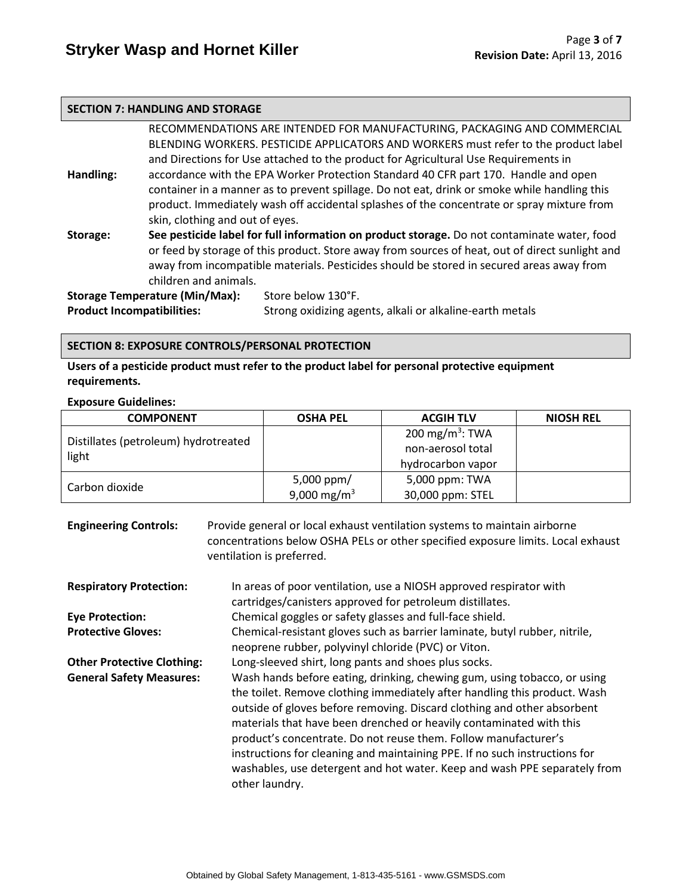## SECTION 7: HANDLING AND STORAGE

**Handling:** RECOMMENDATIONS ARE INTENDED FOR MANUFACTURING, PACKAGING AND COMMERCIAL BLENDING WORKERS. PESTICIDE APPLICATORS AND WORKERS must refer to the product label and Directions for Use attached to the product for Agricultural Use Requirements in accordance with the EPA Worker Protection Standard 40 CFR part 170. Handle and open container in a manner as to prevent spillage. Do not eat, drink or smoke while handling this product. Immediately wash off accidental splashes of the concentrate or spray mixture from skin, clothing and out of eyes.

**Storage:** **See pesticide label for full information on product storage.** Do not contaminate water, food or feed by storage of this product. Store away from sources of heat, out of direct sunlight and away from incompatible materials. Pesticides should be stored in secured areas away from children and animals.

**Storage Temperature (Min/Max):** Store below 130°F.

**Product Incompatibilities:** Strong oxidizing agents, alkali or alkaline-earth metals

## SECTION 8: EXPOSURE CONTROLS/PERSONAL PROTECTION

**Users of a pesticide product must refer to the product label for personal protective equipment requirements.**

**Exposure Guidelines:**

| COMPONENT | OSHA PEL | ACGIH TLV | NIOSH REL |
|---|---|---|---|
| Distillates (petroleum) hydrotreated light | | 200 mg/m$^3$: TWA non-aerosol total hydrocarbon vapor | |
| Carbon dioxide | 5,000 ppm/ 9,000 mg/m$^3$ | 5,000 ppm: TWA 30,000 ppm: STEL | |

**Engineering Controls:** Provide general or local exhaust ventilation systems to maintain airborne concentrations below OSHA PELs or other specified exposure limits. Local exhaust ventilation is preferred.

**Respiratory Protection:** In areas of poor ventilation, use a NIOSH approved respirator with cartridges/canisters approved for petroleum distillates.

**Eye Protection:** Chemical goggles or safety glasses and full-face shield.

**Protective Gloves:** Chemical-resistant gloves such as barrier laminate, butyl rubber, nitrile, neoprene rubber, polyvinyl chloride (PVC) or Viton.

**Other Protective Clothing:** Long-sleeved shirt, long pants and shoes plus socks.

**General Safety Measures:** Wash hands before eating, drinking, chewing gum, using tobacco, or using the toilet. Remove clothing immediately after handling this product. Wash outside of gloves before removing. Discard clothing and other absorbent materials that have been drenched or heavily contaminated with this product's concentrate. Do not reuse them. Follow manufacturer's instructions for cleaning and maintaining PPE. If no such instructions for washables, use detergent and hot water. Keep and wash PPE separately from other laundry.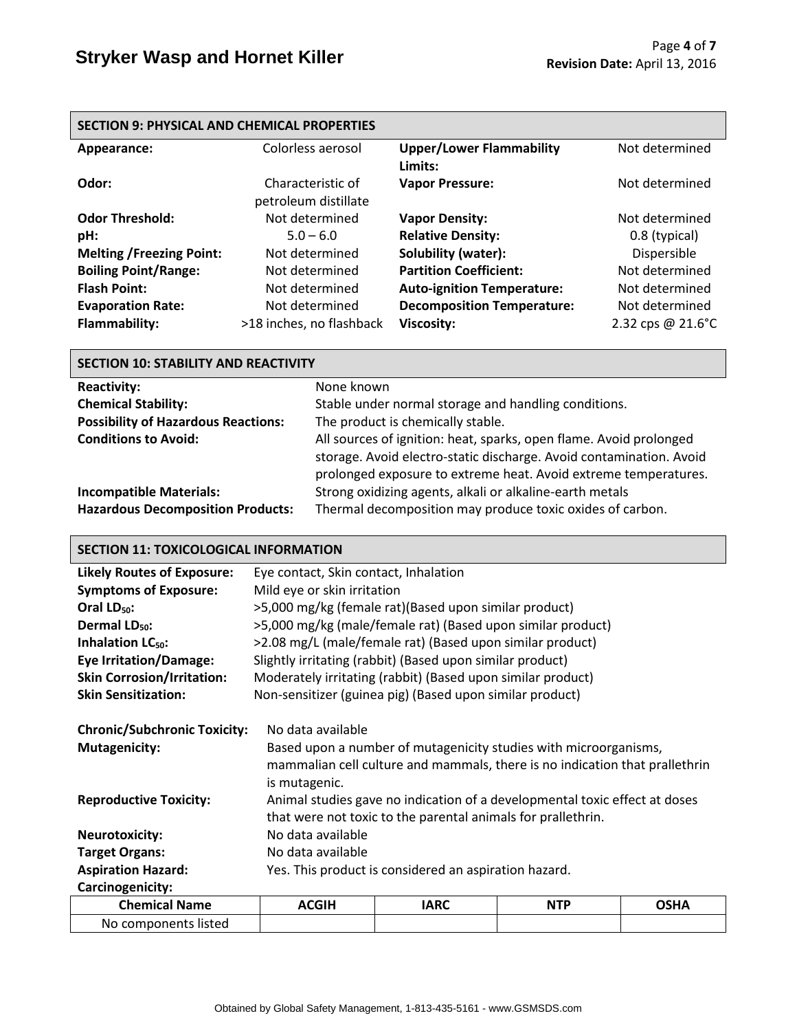## SECTION 9: PHYSICAL AND CHEMICAL PROPERTIES

| Property | Value | Property | Value |
|---|---|---|---|
| **Appearance:** | Colorless aerosol | **Upper/Lower Flammability Limits:** | Not determined |
| **Odor:** | Characteristic of petroleum distillate | **Vapor Pressure:** | Not determined |
| **Odor Threshold:** | Not determined | **Vapor Density:** | Not determined |
| **pH:** | 5.0 – 6.0 | **Relative Density:** | 0.8 (typical) |
| **Melting /Freezing Point:** | Not determined | **Solubility (water):** | Dispersible |
| **Boiling Point/Range:** | Not determined | **Partition Coefficient:** | Not determined |
| **Flash Point:** | Not determined | **Auto-ignition Temperature:** | Not determined |
| **Evaporation Rate:** | Not determined | **Decomposition Temperature:** | Not determined |
| **Flammability:** | >18 inches, no flashback | **Viscosity:** | 2.32 cps @ 21.6°C |

## SECTION 10: STABILITY AND REACTIVITY

**Reactivity:** None known

**Chemical Stability:** Stable under normal storage and handling conditions.

**Possibility of Hazardous Reactions:** The product is chemically stable.

**Conditions to Avoid:** All sources of ignition: heat, sparks, open flame. Avoid prolonged storage. Avoid electro-static discharge. Avoid contamination. Avoid prolonged exposure to extreme heat. Avoid extreme temperatures.

**Incompatible Materials:** Strong oxidizing agents, alkali or alkaline-earth metals

**Hazardous Decomposition Products:** Thermal decomposition may produce toxic oxides of carbon.

## SECTION 11: TOXICOLOGICAL INFORMATION

**Likely Routes of Exposure:** Eye contact, Skin contact, Inhalation

**Symptoms of Exposure:** Mild eye or skin irritation

**Oral $LD_{50}$:** >5,000 mg/kg (female rat)(Based upon similar product)

**Dermal $LD_{50}$:** >5,000 mg/kg (male/female rat) (Based upon similar product)

**Inhalation $LC_{50}$:** >2.08 mg/L (male/female rat) (Based upon similar product)

**Eye Irritation/Damage:** Slightly irritating (rabbit) (Based upon similar product)

**Skin Corrosion/Irritation:** Moderately irritating (rabbit) (Based upon similar product)

**Skin Sensitization:** Non-sensitizer (guinea pig) (Based upon similar product)

**Chronic/Subchronic Toxicity:** No data available

**Mutagenicity:** Based upon a number of mutagenicity studies with microorganisms, mammalian cell culture and mammals, there is no indication that prallethrin is mutagenic.

**Reproductive Toxicity:** Animal studies gave no indication of a developmental toxic effect at doses that were not toxic to the parental animals for prallethrin.

**Neurotoxicity:** No data available

**Target Organs:** No data available

**Aspiration Hazard:** Yes. This product is considered an aspiration hazard.

**Carcinogenicity:**

| Chemical Name | ACGIH | IARC | NTP | OSHA |
|---|---|---|---|---|
| No components listed | | | | |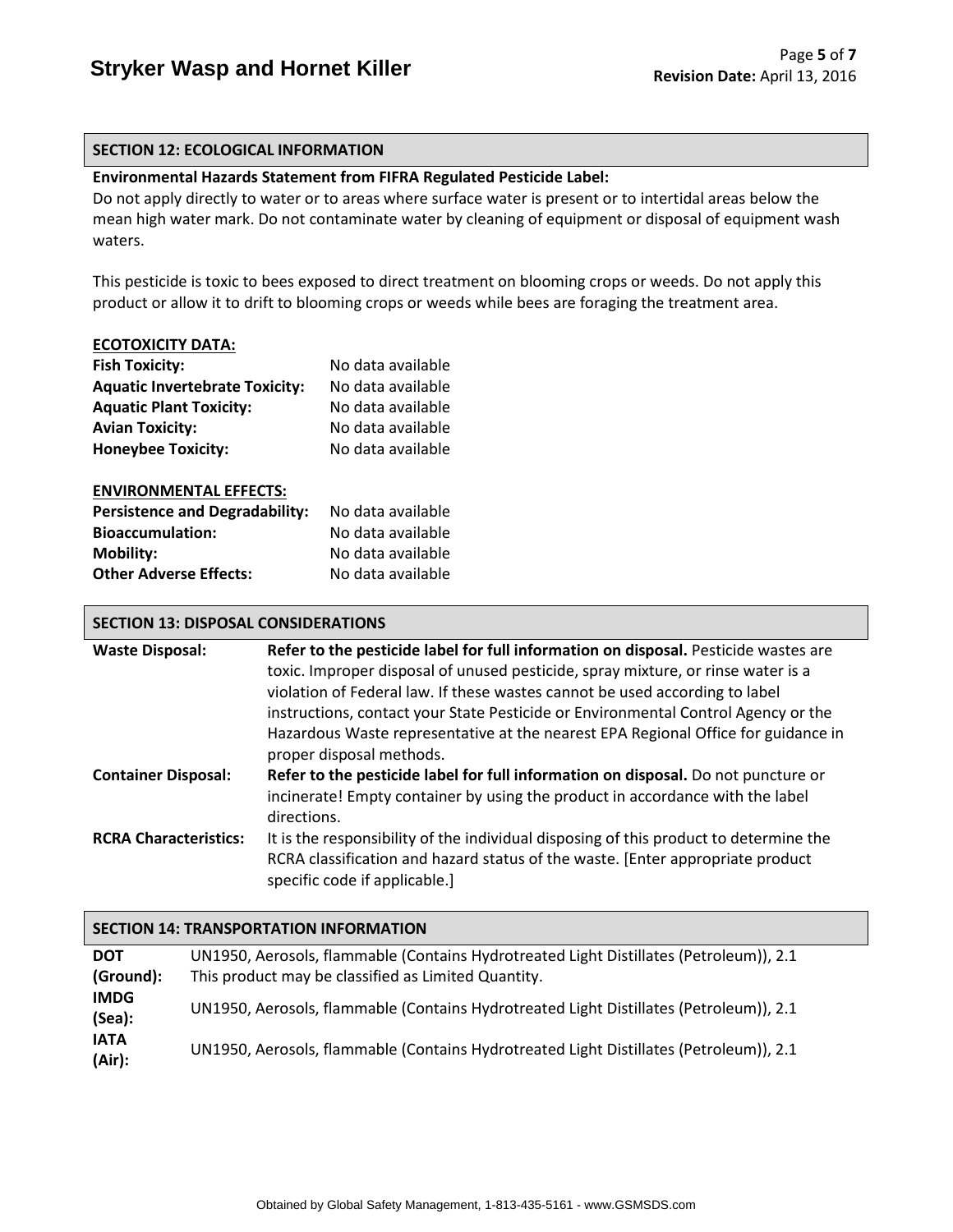## SECTION 12: ECOLOGICAL INFORMATION

**Environmental Hazards Statement from FIFRA Regulated Pesticide Label:**
Do not apply directly to water or to areas where surface water is present or to intertidal areas below the mean high water mark. Do not contaminate water by cleaning of equipment or disposal of equipment wash waters.

This pesticide is toxic to bees exposed to direct treatment on blooming crops or weeds. Do not apply this product or allow it to drift to blooming crops or weeds while bees are foraging the treatment area.

**ECOTOXICITY DATA:**

| | |
|---|---|
| **Fish Toxicity:** | No data available |
| **Aquatic Invertebrate Toxicity:** | No data available |
| **Aquatic Plant Toxicity:** | No data available |
| **Avian Toxicity:** | No data available |
| **Honeybee Toxicity:** | No data available |

**ENVIRONMENTAL EFFECTS:**

| | |
|---|---|
| **Persistence and Degradability:** | No data available |
| **Bioaccumulation:** | No data available |
| **Mobility:** | No data available |
| **Other Adverse Effects:** | No data available |

## SECTION 13: DISPOSAL CONSIDERATIONS

| | |
|---|---|
| **Waste Disposal:** | **Refer to the pesticide label for full information on disposal.** Pesticide wastes are toxic. Improper disposal of unused pesticide, spray mixture, or rinse water is a violation of Federal law. If these wastes cannot be used according to label instructions, contact your State Pesticide or Environmental Control Agency or the Hazardous Waste representative at the nearest EPA Regional Office for guidance in proper disposal methods. |
| **Container Disposal:** | **Refer to the pesticide label for full information on disposal.** Do not puncture or incinerate! Empty container by using the product in accordance with the label directions. |
| **RCRA Characteristics:** | It is the responsibility of the individual disposing of this product to determine the RCRA classification and hazard status of the waste. [Enter appropriate product specific code if applicable.] |

## SECTION 14: TRANSPORTATION INFORMATION

| | |
|---|---|
| **DOT (Ground):** | UN1950, Aerosols, flammable (Contains Hydrotreated Light Distillates (Petroleum)), 2.1<br>This product may be classified as Limited Quantity. |
| **IMDG (Sea):** | UN1950, Aerosols, flammable (Contains Hydrotreated Light Distillates (Petroleum)), 2.1 |
| **IATA (Air):** | UN1950, Aerosols, flammable (Contains Hydrotreated Light Distillates (Petroleum)), 2.1 |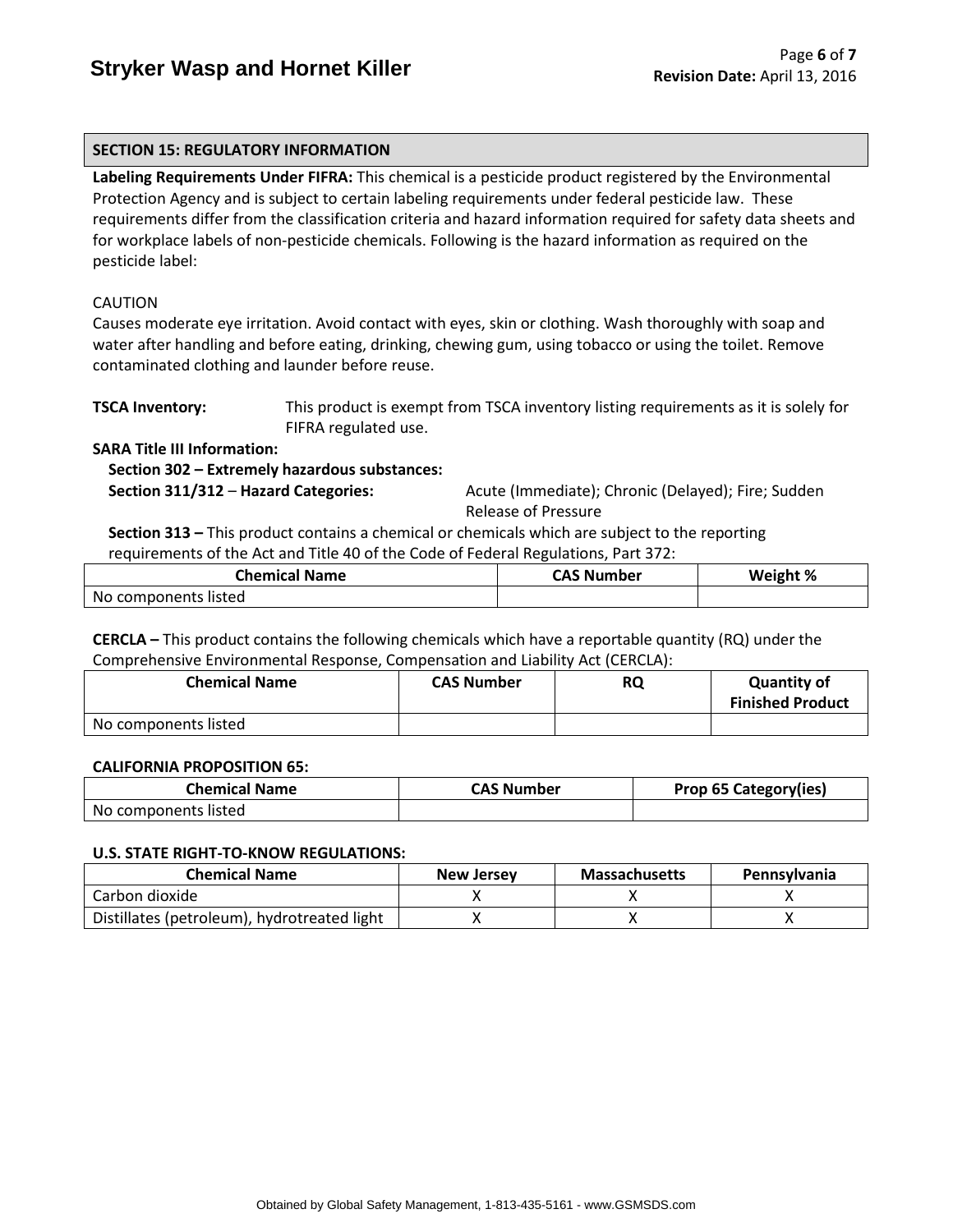## SECTION 15: REGULATORY INFORMATION

**Labeling Requirements Under FIFRA:** This chemical is a pesticide product registered by the Environmental Protection Agency and is subject to certain labeling requirements under federal pesticide law. These requirements differ from the classification criteria and hazard information required for safety data sheets and for workplace labels of non-pesticide chemicals. Following is the hazard information as required on the pesticide label:

CAUTION
Causes moderate eye irritation. Avoid contact with eyes, skin or clothing. Wash thoroughly with soap and water after handling and before eating, drinking, chewing gum, using tobacco or using the toilet. Remove contaminated clothing and launder before reuse.

**TSCA Inventory:** This product is exempt from TSCA inventory listing requirements as it is solely for FIFRA regulated use.

**SARA Title III Information:**

**Section 302 – Extremely hazardous substances:**

**Section 311/312 – Hazard Categories:** Acute (Immediate); Chronic (Delayed); Fire; Sudden Release of Pressure

**Section 313 –** This product contains a chemical or chemicals which are subject to the reporting requirements of the Act and Title 40 of the Code of Federal Regulations, Part 372:

| Chemical Name | CAS Number | Weight % |
|---|---|---|
| No components listed | | |

**CERCLA –** This product contains the following chemicals which have a reportable quantity (RQ) under the Comprehensive Environmental Response, Compensation and Liability Act (CERCLA):

| Chemical Name | CAS Number | RQ | Quantity of Finished Product |
|---|---|---|---|
| No components listed | | | |

**CALIFORNIA PROPOSITION 65:**

| Chemical Name | CAS Number | Prop 65 Category(ies) |
|---|---|---|
| No components listed | | |

**U.S. STATE RIGHT-TO-KNOW REGULATIONS:**

| Chemical Name | New Jersey | Massachusetts | Pennsylvania |
|---|---|---|---|
| Carbon dioxide | X | X | X |
| Distillates (petroleum), hydrotreated light | X | X | X |

Obtained by Global Safety Management, 1-813-435-5161 - www.GSMSDS.com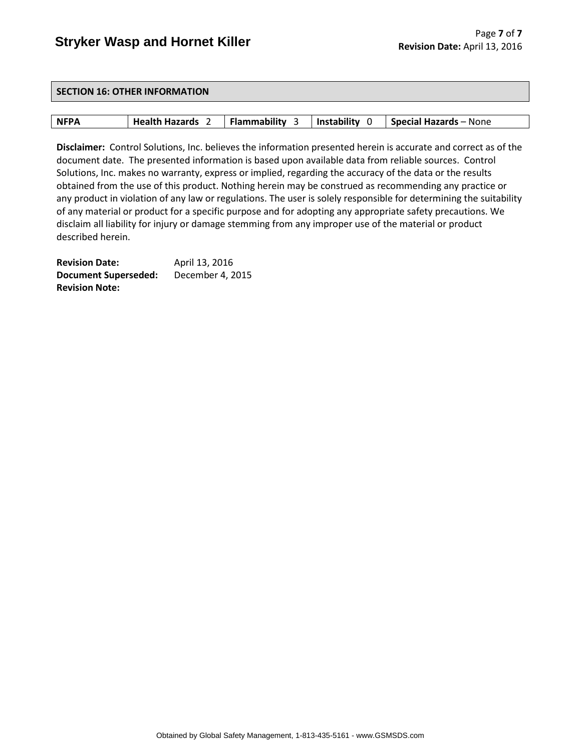## SECTION 16: OTHER INFORMATION

| | | | | |
|---|---|---|---|---|
| **NFPA** | **Health Hazards** 2 | **Flammability** 3 | **Instability** 0 | **Special Hazards** – None |

**Disclaimer:** Control Solutions, Inc. believes the information presented herein is accurate and correct as of the document date. The presented information is based upon available data from reliable sources. Control Solutions, Inc. makes no warranty, express or implied, regarding the accuracy of the data or the results obtained from the use of this product. Nothing herein may be construed as recommending any practice or any product in violation of any law or regulations. The user is solely responsible for determining the suitability of any material or product for a specific purpose and for adopting any appropriate safety precautions. We disclaim all liability for injury or damage stemming from any improper use of the material or product described herein.

**Revision Date:** April 13, 2016
**Document Superseded:** December 4, 2015
**Revision Note:**